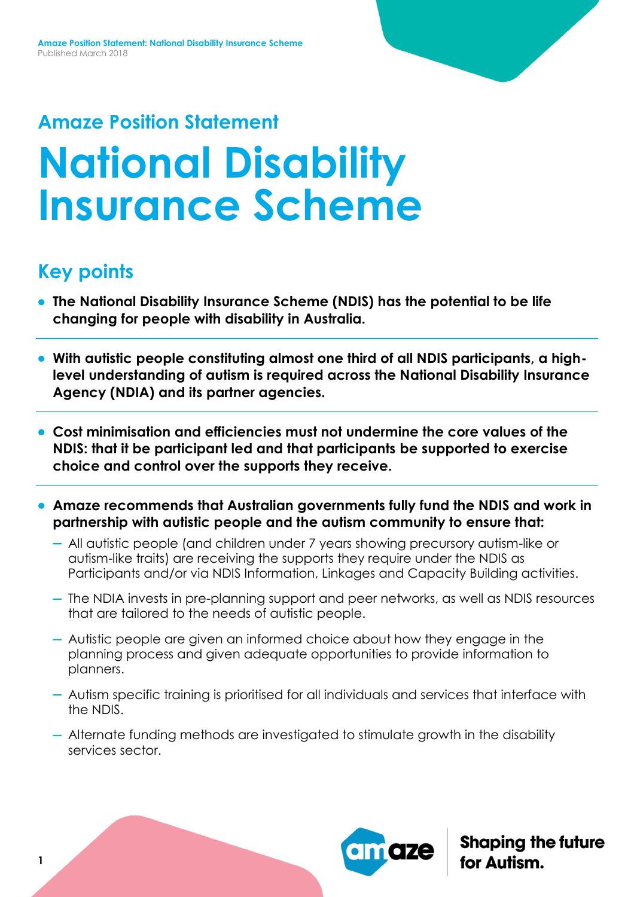## Amaze Position Statement

# National Disability Insurance Scheme

## Key points

- **The National Disability Insurance Scheme (NDIS) has the potential to be life changing for people with disability in Australia.**

- **With autistic people constituting almost one third of all NDIS participants, a high-level understanding of autism is required across the National Disability Insurance Agency (NDIA) and its partner agencies.**

- **Cost minimisation and efficiencies must not undermine the core values of the NDIS: that it be participant led and that participants be supported to exercise choice and control over the supports they receive.**

- **Amaze recommends that Australian governments fully fund the NDIS and work in partnership with autistic people and the autism community to ensure that:**
  - All autistic people (and children under 7 years showing precursory autism-like or autism-like traits) are receiving the supports they require under the NDIS as Participants and/or via NDIS Information, Linkages and Capacity Building activities.
  - The NDIA invests in pre-planning support and peer networks, as well as NDIS resources that are tailored to the needs of autistic people.
  - Autistic people are given an informed choice about how they engage in the planning process and given adequate opportunities to provide information to planners.
  - Autism specific training is prioritised for all individuals and services that interface with the NDIS.
  - Alternate funding methods are investigated to stimulate growth in the disability services sector.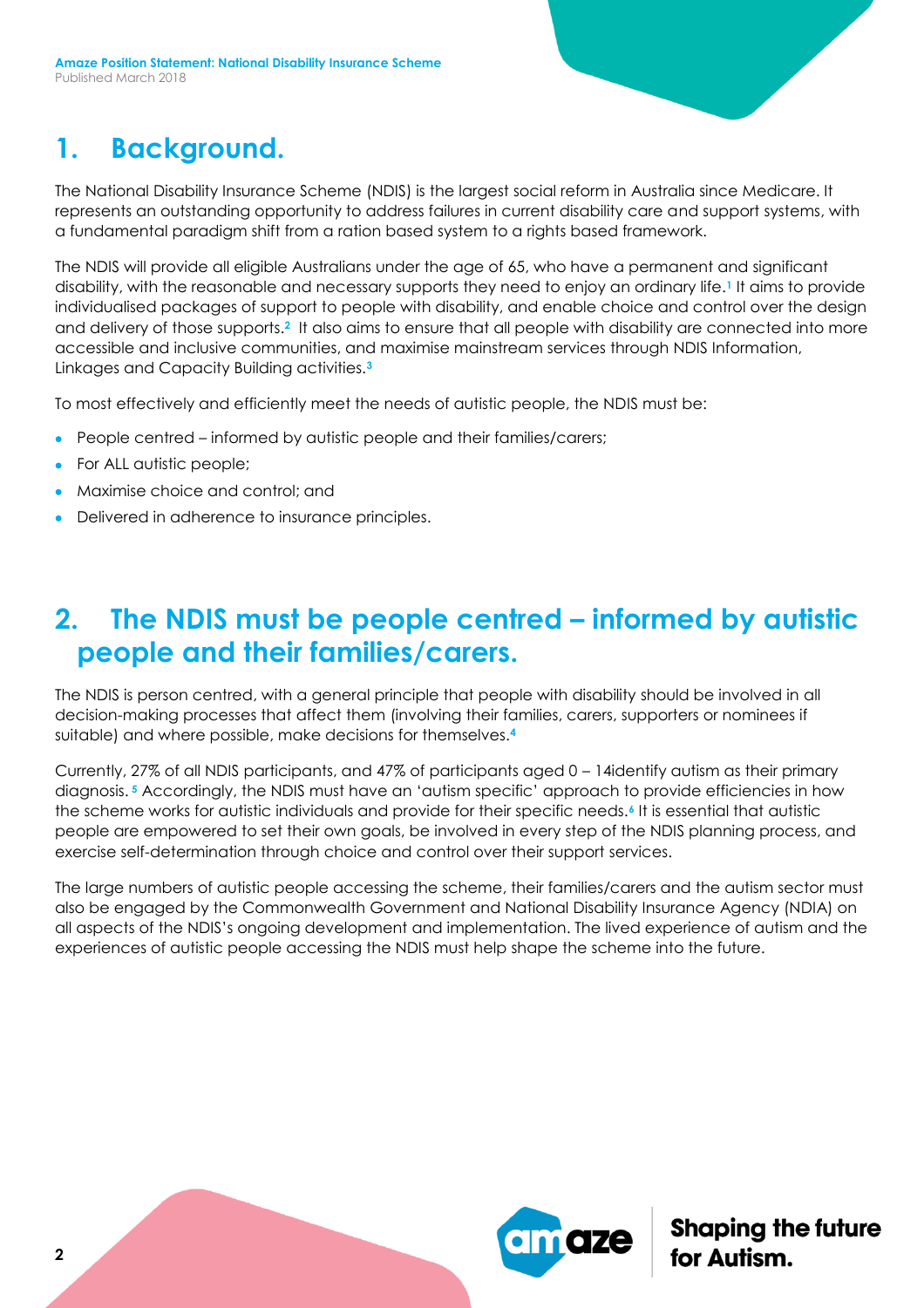## 1. Background.

The National Disability Insurance Scheme (NDIS) is the largest social reform in Australia since Medicare. It represents an outstanding opportunity to address failures in current disability care and support systems, with a fundamental paradigm shift from a ration based system to a rights based framework.

The NDIS will provide all eligible Australians under the age of 65, who have a permanent and significant disability, with the reasonable and necessary supports they need to enjoy an ordinary life.[1] It aims to provide individualised packages of support to people with disability, and enable choice and control over the design and delivery of those supports.[2] It also aims to ensure that all people with disability are connected into more accessible and inclusive communities, and maximise mainstream services through NDIS Information, Linkages and Capacity Building activities.[3]

To most effectively and efficiently meet the needs of autistic people, the NDIS must be:

- People centred – informed by autistic people and their families/carers;
- For ALL autistic people;
- Maximise choice and control; and
- Delivered in adherence to insurance principles.

## 2. The NDIS must be people centred – informed by autistic people and their families/carers.

The NDIS is person centred, with a general principle that people with disability should be involved in all decision-making processes that affect them (involving their families, carers, supporters or nominees if suitable) and where possible, make decisions for themselves.[4]

Currently, 27% of all NDIS participants, and 47% of participants aged 0 – 14identify autism as their primary diagnosis.[5] Accordingly, the NDIS must have an 'autism specific' approach to provide efficiencies in how the scheme works for autistic individuals and provide for their specific needs.[6] It is essential that autistic people are empowered to set their own goals, be involved in every step of the NDIS planning process, and exercise self-determination through choice and control over their support services.

The large numbers of autistic people accessing the scheme, their families/carers and the autism sector must also be engaged by the Commonwealth Government and National Disability Insurance Agency (NDIA) on all aspects of the NDIS's ongoing development and implementation. The lived experience of autism and the experiences of autistic people accessing the NDIS must help shape the scheme into the future.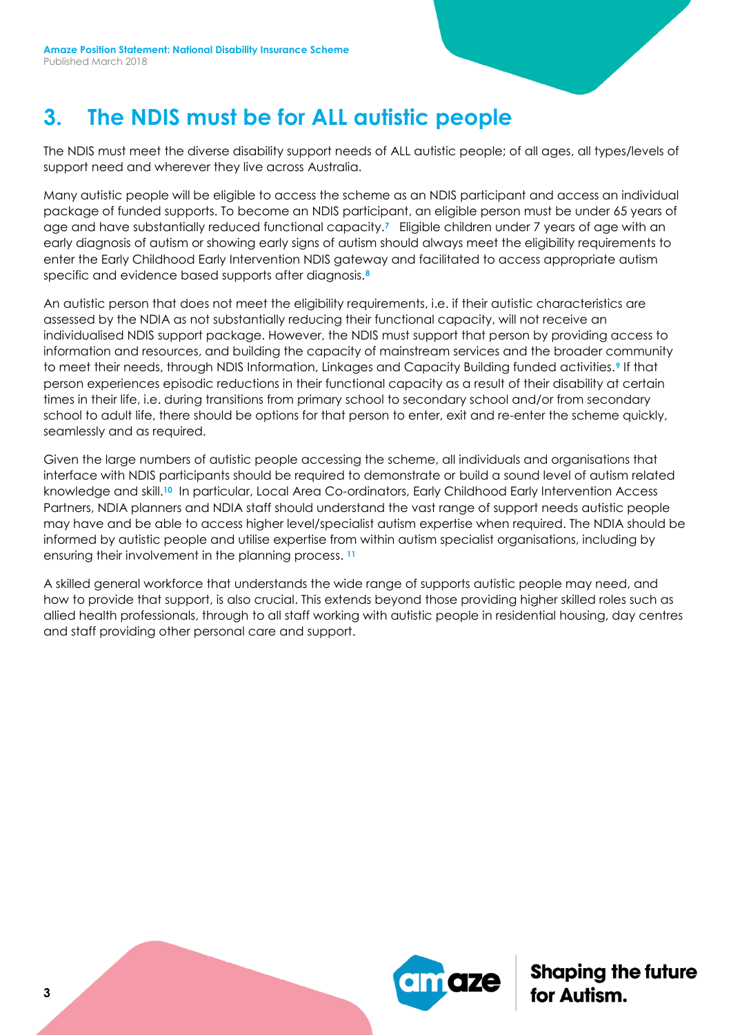## 3. The NDIS must be for ALL autistic people

The NDIS must meet the diverse disability support needs of ALL autistic people; of all ages, all types/levels of support need and wherever they live across Australia.

Many autistic people will be eligible to access the scheme as an NDIS participant and access an individual package of funded supports. To become an NDIS participant, an eligible person must be under 65 years of age and have substantially reduced functional capacity.[7] Eligible children under 7 years of age with an early diagnosis of autism or showing early signs of autism should always meet the eligibility requirements to enter the Early Childhood Early Intervention NDIS gateway and facilitated to access appropriate autism specific and evidence based supports after diagnosis.[8]

An autistic person that does not meet the eligibility requirements, i.e. if their autistic characteristics are assessed by the NDIA as not substantially reducing their functional capacity, will not receive an individualised NDIS support package. However, the NDIS must support that person by providing access to information and resources, and building the capacity of mainstream services and the broader community to meet their needs, through NDIS Information, Linkages and Capacity Building funded activities.[9] If that person experiences episodic reductions in their functional capacity as a result of their disability at certain times in their life, i.e. during transitions from primary school to secondary school and/or from secondary school to adult life, there should be options for that person to enter, exit and re-enter the scheme quickly, seamlessly and as required.

Given the large numbers of autistic people accessing the scheme, all individuals and organisations that interface with NDIS participants should be required to demonstrate or build a sound level of autism related knowledge and skill.[10] In particular, Local Area Co-ordinators, Early Childhood Early Intervention Access Partners, NDIA planners and NDIA staff should understand the vast range of support needs autistic people may have and be able to access higher level/specialist autism expertise when required. The NDIA should be informed by autistic people and utilise expertise from within autism specialist organisations, including by ensuring their involvement in the planning process.[11]

A skilled general workforce that understands the wide range of supports autistic people may need, and how to provide that support, is also crucial. This extends beyond those providing higher skilled roles such as allied health professionals, through to all staff working with autistic people in residential housing, day centres and staff providing other personal care and support.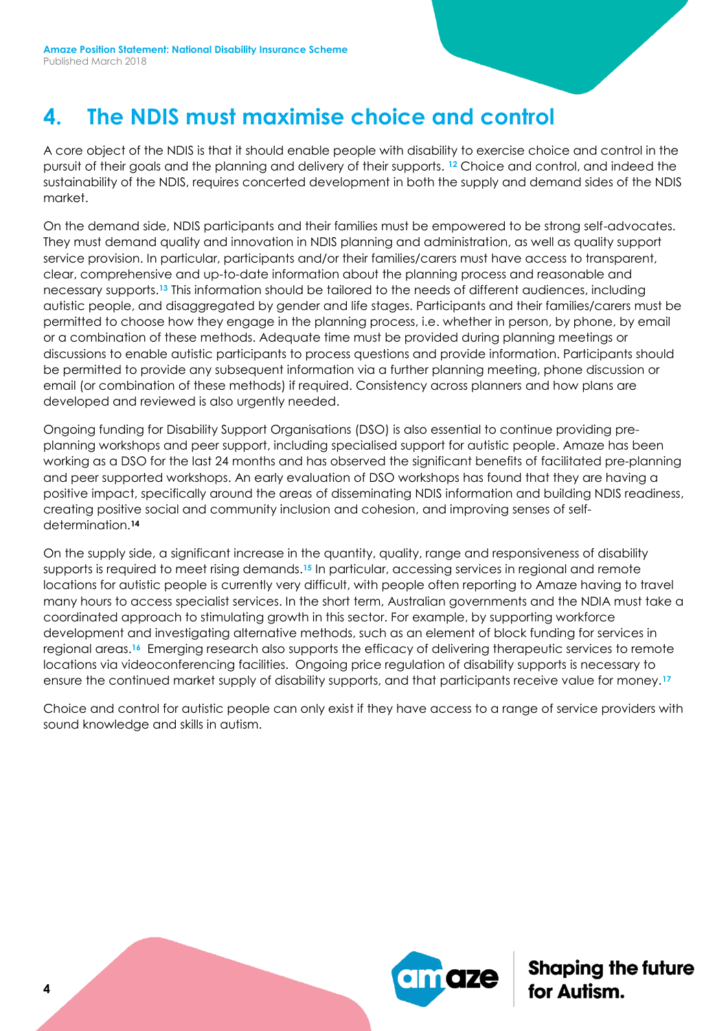# 4. The NDIS must maximise choice and control

A core object of the NDIS is that it should enable people with disability to exercise choice and control in the pursuit of their goals and the planning and delivery of their supports. [12] Choice and control, and indeed the sustainability of the NDIS, requires concerted development in both the supply and demand sides of the NDIS market.

On the demand side, NDIS participants and their families must be empowered to be strong self-advocates. They must demand quality and innovation in NDIS planning and administration, as well as quality support service provision. In particular, participants and/or their families/carers must have access to transparent, clear, comprehensive and up-to-date information about the planning process and reasonable and necessary supports.[13] This information should be tailored to the needs of different audiences, including autistic people, and disaggregated by gender and life stages. Participants and their families/carers must be permitted to choose how they engage in the planning process, i.e. whether in person, by phone, by email or a combination of these methods. Adequate time must be provided during planning meetings or discussions to enable autistic participants to process questions and provide information. Participants should be permitted to provide any subsequent information via a further planning meeting, phone discussion or email (or combination of these methods) if required. Consistency across planners and how plans are developed and reviewed is also urgently needed.

Ongoing funding for Disability Support Organisations (DSO) is also essential to continue providing pre-planning workshops and peer support, including specialised support for autistic people. Amaze has been working as a DSO for the last 24 months and has observed the significant benefits of facilitated pre-planning and peer supported workshops. An early evaluation of DSO workshops has found that they are having a positive impact, specifically around the areas of disseminating NDIS information and building NDIS readiness, creating positive social and community inclusion and cohesion, and improving senses of self-determination.[14]

On the supply side, a significant increase in the quantity, quality, range and responsiveness of disability supports is required to meet rising demands.[15] In particular, accessing services in regional and remote locations for autistic people is currently very difficult, with people often reporting to Amaze having to travel many hours to access specialist services. In the short term, Australian governments and the NDIA must take a coordinated approach to stimulating growth in this sector. For example, by supporting workforce development and investigating alternative methods, such as an element of block funding for services in regional areas.[16] Emerging research also supports the efficacy of delivering therapeutic services to remote locations via videoconferencing facilities. Ongoing price regulation of disability supports is necessary to ensure the continued market supply of disability supports, and that participants receive value for money.[17]

Choice and control for autistic people can only exist if they have access to a range of service providers with sound knowledge and skills in autism.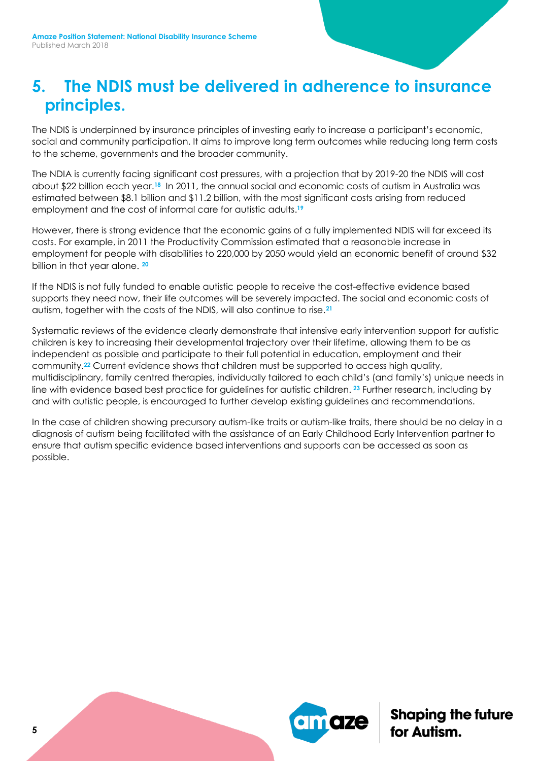## 5. The NDIS must be delivered in adherence to insurance principles.

The NDIS is underpinned by insurance principles of investing early to increase a participant's economic, social and community participation. It aims to improve long term outcomes while reducing long term costs to the scheme, governments and the broader community.

The NDIA is currently facing significant cost pressures, with a projection that by 2019-20 the NDIS will cost about $22 billion each year.[18] In 2011, the annual social and economic costs of autism in Australia was estimated between $8.1 billion and $11.2 billion, with the most significant costs arising from reduced employment and the cost of informal care for autistic adults.[19]

However, there is strong evidence that the economic gains of a fully implemented NDIS will far exceed its costs. For example, in 2011 the Productivity Commission estimated that a reasonable increase in employment for people with disabilities to 220,000 by 2050 would yield an economic benefit of around $32 billion in that year alone. [20]

If the NDIS is not fully funded to enable autistic people to receive the cost-effective evidence based supports they need now, their life outcomes will be severely impacted. The social and economic costs of autism, together with the costs of the NDIS, will also continue to rise.[21]

Systematic reviews of the evidence clearly demonstrate that intensive early intervention support for autistic children is key to increasing their developmental trajectory over their lifetime, allowing them to be as independent as possible and participate to their full potential in education, employment and their community.[22] Current evidence shows that children must be supported to access high quality, multidisciplinary, family centred therapies, individually tailored to each child's (and family's) unique needs in line with evidence based best practice for guidelines for autistic children. [23] Further research, including by and with autistic people, is encouraged to further develop existing guidelines and recommendations.

In the case of children showing precursory autism-like traits or autism-like traits, there should be no delay in a diagnosis of autism being facilitated with the assistance of an Early Childhood Early Intervention partner to ensure that autism specific evidence based interventions and supports can be accessed as soon as possible.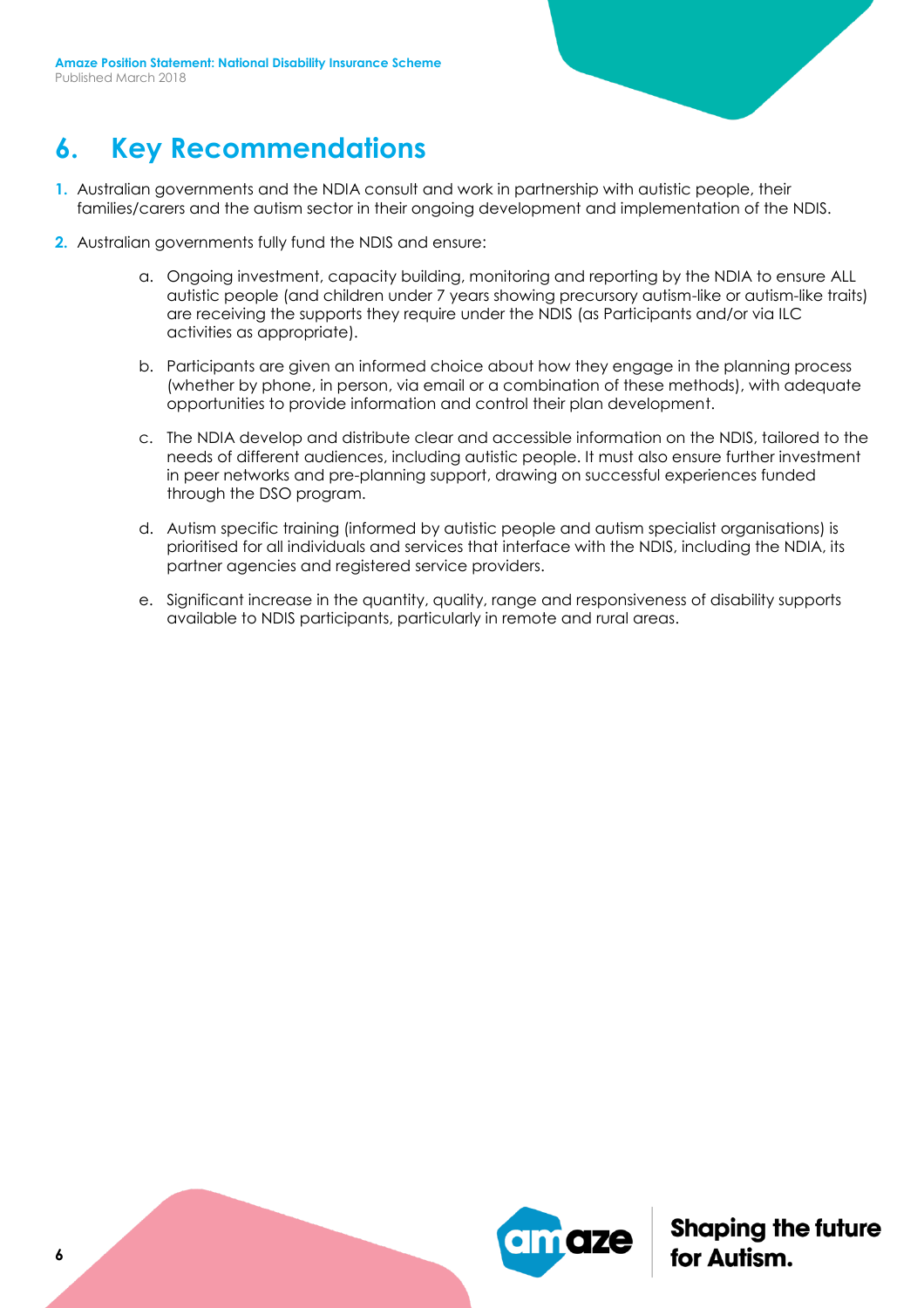## 6. Key Recommendations

1. Australian governments and the NDIA consult and work in partnership with autistic people, their families/carers and the autism sector in their ongoing development and implementation of the NDIS.

2. Australian governments fully fund the NDIS and ensure:

   a. Ongoing investment, capacity building, monitoring and reporting by the NDIA to ensure ALL autistic people (and children under 7 years showing precursory autism-like or autism-like traits) are receiving the supports they require under the NDIS (as Participants and/or via ILC activities as appropriate).

   b. Participants are given an informed choice about how they engage in the planning process (whether by phone, in person, via email or a combination of these methods), with adequate opportunities to provide information and control their plan development.

   c. The NDIA develop and distribute clear and accessible information on the NDIS, tailored to the needs of different audiences, including autistic people. It must also ensure further investment in peer networks and pre-planning support, drawing on successful experiences funded through the DSO program.

   d. Autism specific training (informed by autistic people and autism specialist organisations) is prioritised for all individuals and services that interface with the NDIS, including the NDIA, its partner agencies and registered service providers.

   e. Significant increase in the quantity, quality, range and responsiveness of disability supports available to NDIS participants, particularly in remote and rural areas.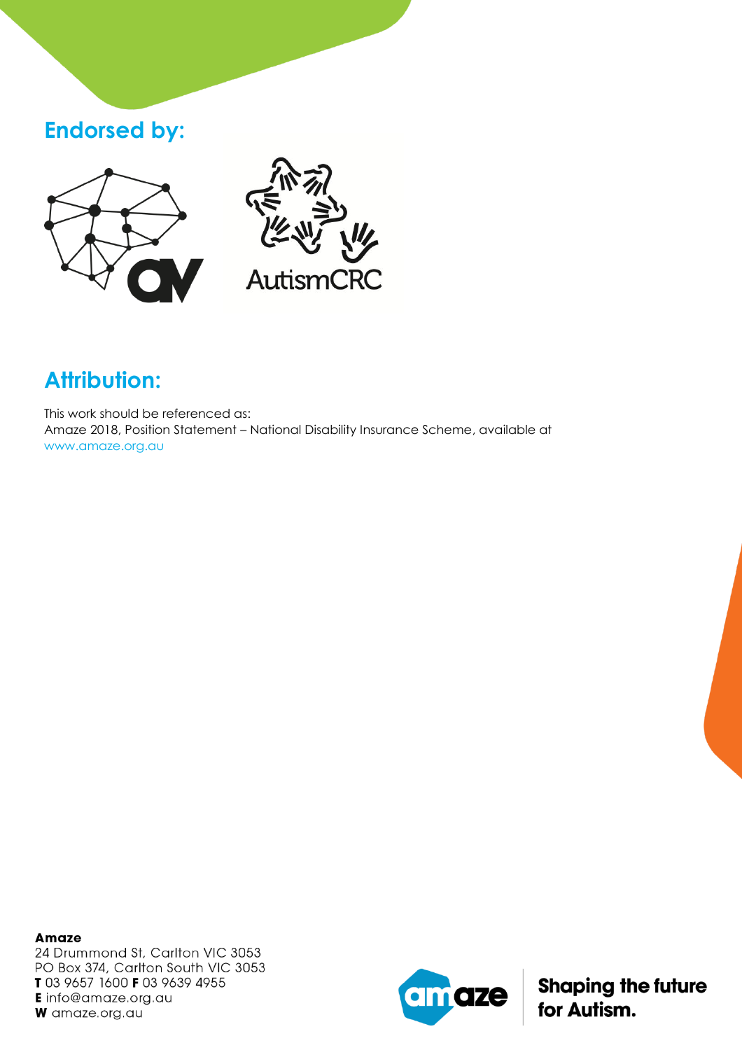## Endorsed by:

AutismCRC

## Attribution:

This work should be referenced as:
Amaze 2018, Position Statement – National Disability Insurance Scheme, available at www.amaze.org.au

**Amaze**
24 Drummond St, Carlton VIC 3053
PO Box 374, Carlton South VIC 3053
**T** 03 9657 1600 **F** 03 9639 4955
**E** info@amaze.org.au
**W** amaze.org.au

amaze **Shaping the future for Autism.**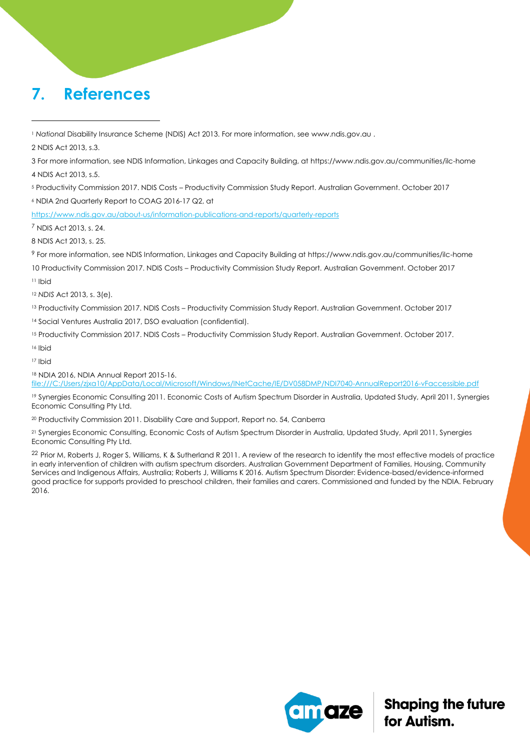## 7. References

[1] *National* Disability Insurance Scheme (NDIS) Act 2013. For more information, see www.ndis.gov.au .

2 NDIS Act 2013, s.3.

3 For more information, see NDIS Information, Linkages and Capacity Building, at https://www.ndis.gov.au/communities/ilc-home

4 NDIS Act 2013, s.5.

[5] Productivity Commission 2017. NDIS Costs – Productivity Commission Study Report. Australian Government. October 2017

[6] NDIA 2nd Quarterly Report to COAG 2016-17 Q2, at https://www.ndis.gov.au/about-us/information-publications-and-reports/quarterly-reports

[7] NDIS Act 2013, s. 24.

8 NDIS Act 2013, s. 25.

[9] For more information, see NDIS Information, Linkages and Capacity Building at https://www.ndis.gov.au/communities/ilc-home

10 Productivity Commission 2017. NDIS Costs – Productivity Commission Study Report. Australian Government. October 2017

[11] Ibid

[12] *NDIS* Act 2013, s. 3(e).

[13] Productivity Commission 2017. NDIS Costs – Productivity Commission Study Report. Australian Government. October 2017

[14] Social Ventures Australia 2017, DSO evaluation (confidential).

[15] Productivity Commission 2017. NDIS Costs – Productivity Commission Study Report. Australian Government. October 2017.

[16] Ibid

[17] Ibid

[18] NDIA 2016, NDIA Annual Report 2015-16. file:///C:/Users/zjxa10/AppData/Local/Microsoft/Windows/INetCache/IE/DV058DMP/NDI7040-AnnualReport2016-vFaccessible.pdf

[19] Synergies Economic Consulting 2011. Economic Costs of Autism Spectrum Disorder in Australia, Updated Study, April 2011, Synergies Economic Consulting Pty Ltd.

[20] Productivity Commission 2011. Disability Care and Support, Report no. 54, Canberra

[21] Synergies Economic Consulting, Economic Costs of Autism Spectrum Disorder in Australia, Updated Study, April 2011, Synergies Economic Consulting Pty Ltd.

[22] Prior M, Roberts J, Roger S, Williams, K & Sutherland R 2011. A review of the research to identify the most effective models of practice in early intervention of children with autism spectrum disorders. Australian Government Department of Families, Housing, Community Services and Indigenous Affairs, Australia; Roberts J, Williams K 2016. Autism Spectrum Disorder: Evidence-based/evidence-informed good practice for supports provided to preschool children, their families and carers. Commissioned and funded by the NDIA. February 2016.

amaze Shaping the future for Autism.